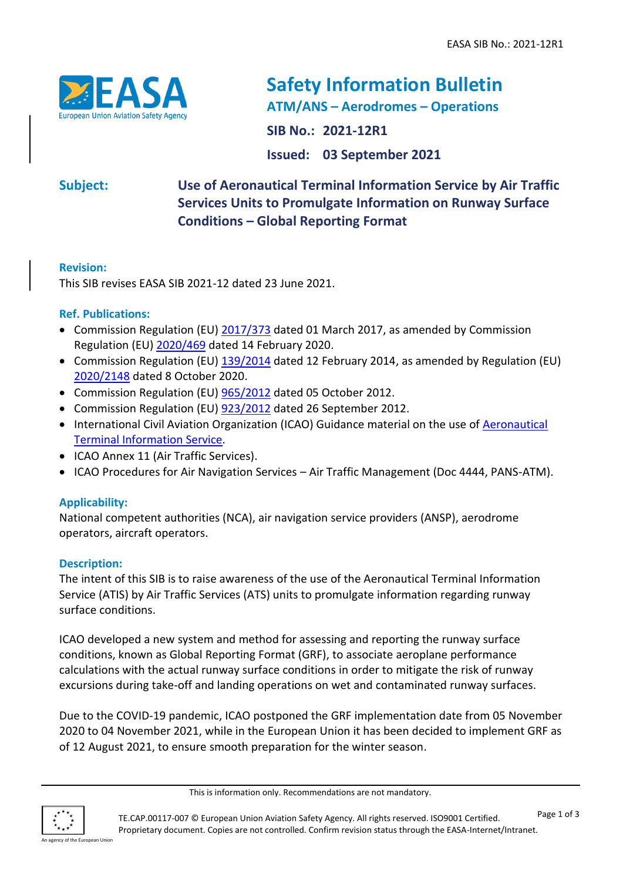# Safety Information Bulletin

**ATM/ANS – Aerodromes – Operations**

**SIB No.: 2021-12R1**

**Issued: 03 September 2021**

**Subject:** **Use of Aeronautical Terminal Information Service by Air Traffic Services Units to Promulgate Information on Runway Surface Conditions – Global Reporting Format**

### Revision:

This SIB revises EASA SIB 2021-12 dated 23 June 2021.

### Ref. Publications:

- Commission Regulation (EU) 2017/373 dated 01 March 2017, as amended by Commission Regulation (EU) 2020/469 dated 14 February 2020.
- Commission Regulation (EU) 139/2014 dated 12 February 2014, as amended by Regulation (EU) 2020/2148 dated 8 October 2020.
- Commission Regulation (EU) 965/2012 dated 05 October 2012.
- Commission Regulation (EU) 923/2012 dated 26 September 2012.
- International Civil Aviation Organization (ICAO) Guidance material on the use of Aeronautical Terminal Information Service.
- ICAO Annex 11 (Air Traffic Services).
- ICAO Procedures for Air Navigation Services – Air Traffic Management (Doc 4444, PANS-ATM).

### Applicability:

National competent authorities (NCA), air navigation service providers (ANSP), aerodrome operators, aircraft operators.

### Description:

The intent of this SIB is to raise awareness of the use of the Aeronautical Terminal Information Service (ATIS) by Air Traffic Services (ATS) units to promulgate information regarding runway surface conditions.

ICAO developed a new system and method for assessing and reporting the runway surface conditions, known as Global Reporting Format (GRF), to associate aeroplane performance calculations with the actual runway surface conditions in order to mitigate the risk of runway excursions during take-off and landing operations on wet and contaminated runway surfaces.

Due to the COVID-19 pandemic, ICAO postponed the GRF implementation date from 05 November 2020 to 04 November 2021, while in the European Union it has been decided to implement GRF as of 12 August 2021, to ensure smooth preparation for the winter season.

This is information only. Recommendations are not mandatory.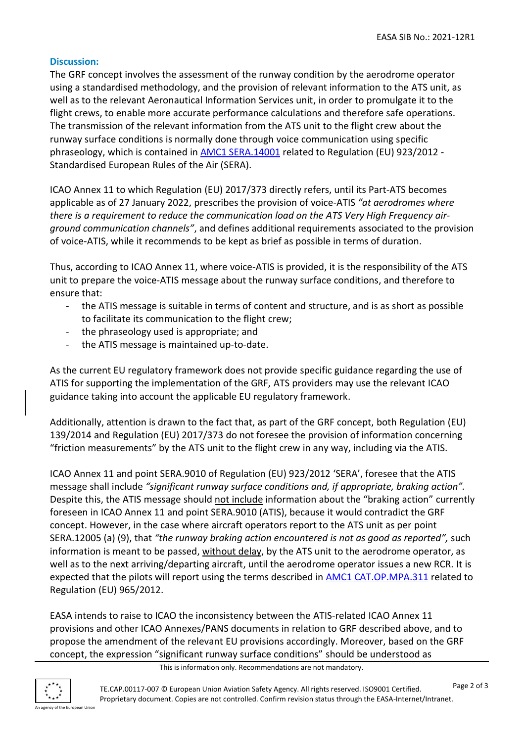**Discussion:**

The GRF concept involves the assessment of the runway condition by the aerodrome operator using a standardised methodology, and the provision of relevant information to the ATS unit, as well as to the relevant Aeronautical Information Services unit, in order to promulgate it to the flight crews, to enable more accurate performance calculations and therefore safe operations. The transmission of the relevant information from the ATS unit to the flight crew about the runway surface conditions is normally done through voice communication using specific phraseology, which is contained in AMC1 SERA.14001 related to Regulation (EU) 923/2012 - Standardised European Rules of the Air (SERA).

ICAO Annex 11 to which Regulation (EU) 2017/373 directly refers, until its Part-ATS becomes applicable as of 27 January 2022, prescribes the provision of voice-ATIS *"at aerodromes where there is a requirement to reduce the communication load on the ATS Very High Frequency air-ground communication channels"*, and defines additional requirements associated to the provision of voice-ATIS, while it recommends to be kept as brief as possible in terms of duration.

Thus, according to ICAO Annex 11, where voice-ATIS is provided, it is the responsibility of the ATS unit to prepare the voice-ATIS message about the runway surface conditions, and therefore to ensure that:

- the ATIS message is suitable in terms of content and structure, and is as short as possible to facilitate its communication to the flight crew;
- the phraseology used is appropriate; and
- the ATIS message is maintained up-to-date.

As the current EU regulatory framework does not provide specific guidance regarding the use of ATIS for supporting the implementation of the GRF, ATS providers may use the relevant ICAO guidance taking into account the applicable EU regulatory framework.

Additionally, attention is drawn to the fact that, as part of the GRF concept, both Regulation (EU) 139/2014 and Regulation (EU) 2017/373 do not foresee the provision of information concerning "friction measurements" by the ATS unit to the flight crew in any way, including via the ATIS.

ICAO Annex 11 and point SERA.9010 of Regulation (EU) 923/2012 'SERA', foresee that the ATIS message shall include *"significant runway surface conditions and, if appropriate, braking action"*. Despite this, the ATIS message should not include information about the "braking action" currently foreseen in ICAO Annex 11 and point SERA.9010 (ATIS), because it would contradict the GRF concept. However, in the case where aircraft operators report to the ATS unit as per point SERA.12005 (a) (9), that *"the runway braking action encountered is not as good as reported",* such information is meant to be passed, without delay, by the ATS unit to the aerodrome operator, as well as to the next arriving/departing aircraft, until the aerodrome operator issues a new RCR. It is expected that the pilots will report using the terms described in AMC1 CAT.OP.MPA.311 related to Regulation (EU) 965/2012.

EASA intends to raise to ICAO the inconsistency between the ATIS-related ICAO Annex 11 provisions and other ICAO Annexes/PANS documents in relation to GRF described above, and to propose the amendment of the relevant EU provisions accordingly. Moreover, based on the GRF concept, the expression "significant runway surface conditions" should be understood as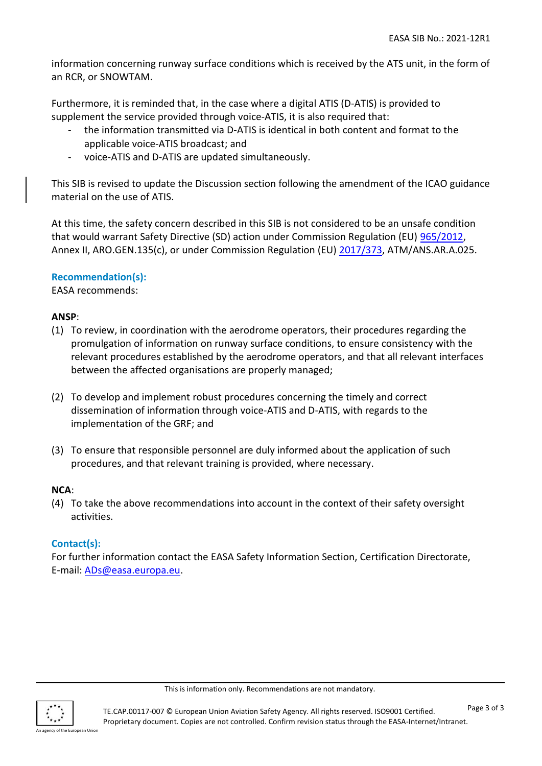information concerning runway surface conditions which is received by the ATS unit, in the form of an RCR, or SNOWTAM.

Furthermore, it is reminded that, in the case where a digital ATIS (D-ATIS) is provided to supplement the service provided through voice-ATIS, it is also required that:

- the information transmitted via D-ATIS is identical in both content and format to the applicable voice-ATIS broadcast; and
- voice-ATIS and D-ATIS are updated simultaneously.

This SIB is revised to update the Discussion section following the amendment of the ICAO guidance material on the use of ATIS.

At this time, the safety concern described in this SIB is not considered to be an unsafe condition that would warrant Safety Directive (SD) action under Commission Regulation (EU) 965/2012, Annex II, ARO.GEN.135(c), or under Commission Regulation (EU) 2017/373, ATM/ANS.AR.A.025.

### Recommendation(s):

EASA recommends:

**ANSP**:

(1) To review, in coordination with the aerodrome operators, their procedures regarding the promulgation of information on runway surface conditions, to ensure consistency with the relevant procedures established by the aerodrome operators, and that all relevant interfaces between the affected organisations are properly managed;

(2) To develop and implement robust procedures concerning the timely and correct dissemination of information through voice-ATIS and D-ATIS, with regards to the implementation of the GRF; and

(3) To ensure that responsible personnel are duly informed about the application of such procedures, and that relevant training is provided, where necessary.

**NCA**:

(4) To take the above recommendations into account in the context of their safety oversight activities.

### Contact(s):

For further information contact the EASA Safety Information Section, Certification Directorate, E-mail: ADs@easa.europa.eu.

This is information only. Recommendations are not mandatory.